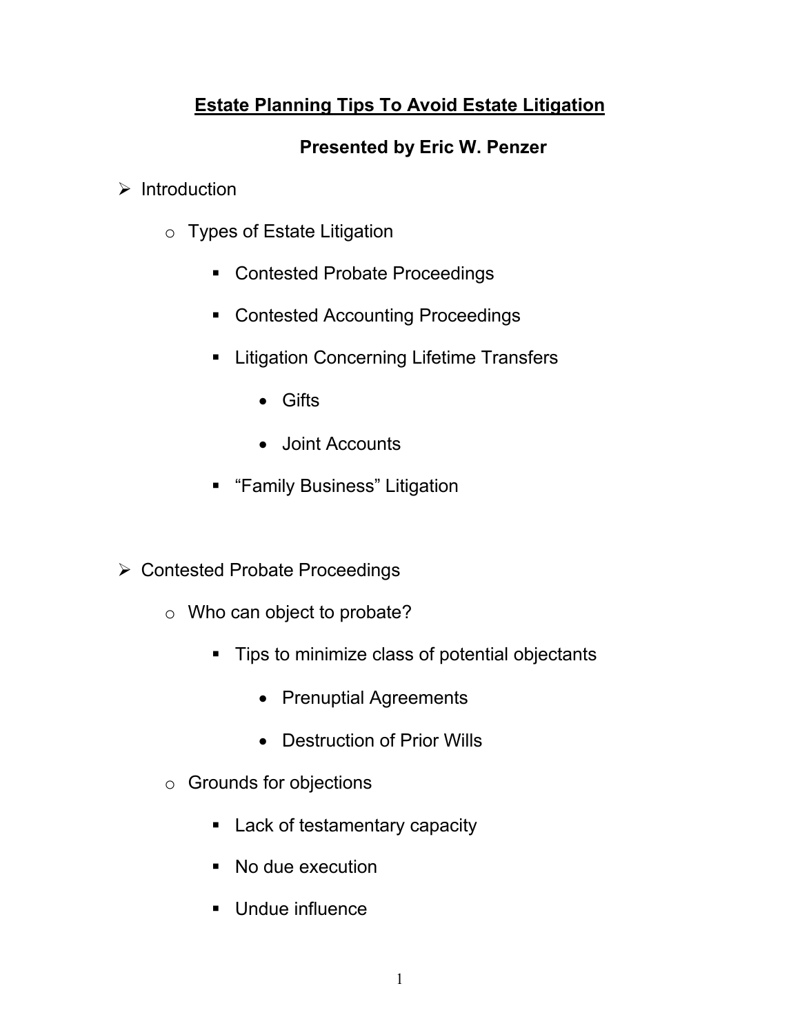# Estate Planning Tips To Avoid Estate Litigation

## Presented by Eric W. Penzer

- Introduction
  - Types of Estate Litigation
    - Contested Probate Proceedings
    - Contested Accounting Proceedings
    - Litigation Concerning Lifetime Transfers
      - Gifts
      - Joint Accounts
    - "Family Business" Litigation

- Contested Probate Proceedings
  - Who can object to probate?
    - Tips to minimize class of potential objectants
      - Prenuptial Agreements
      - Destruction of Prior Wills
  - Grounds for objections
    - Lack of testamentary capacity
    - No due execution
    - Undue influence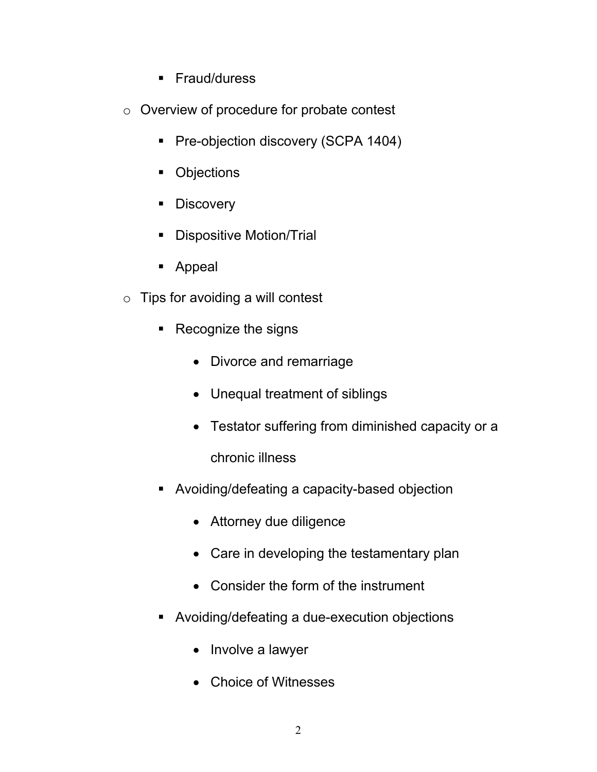- Fraud/duress
  - Overview of procedure for probate contest
    - Pre-objection discovery (SCPA 1404)
    - Objections
    - Discovery
    - Dispositive Motion/Trial
    - Appeal
  - Tips for avoiding a will contest
    - Recognize the signs
      - Divorce and remarriage
      - Unequal treatment of siblings
      - Testator suffering from diminished capacity or a chronic illness
    - Avoiding/defeating a capacity-based objection
      - Attorney due diligence
      - Care in developing the testamentary plan
      - Consider the form of the instrument
    - Avoiding/defeating a due-execution objections
      - Involve a lawyer
      - Choice of Witnesses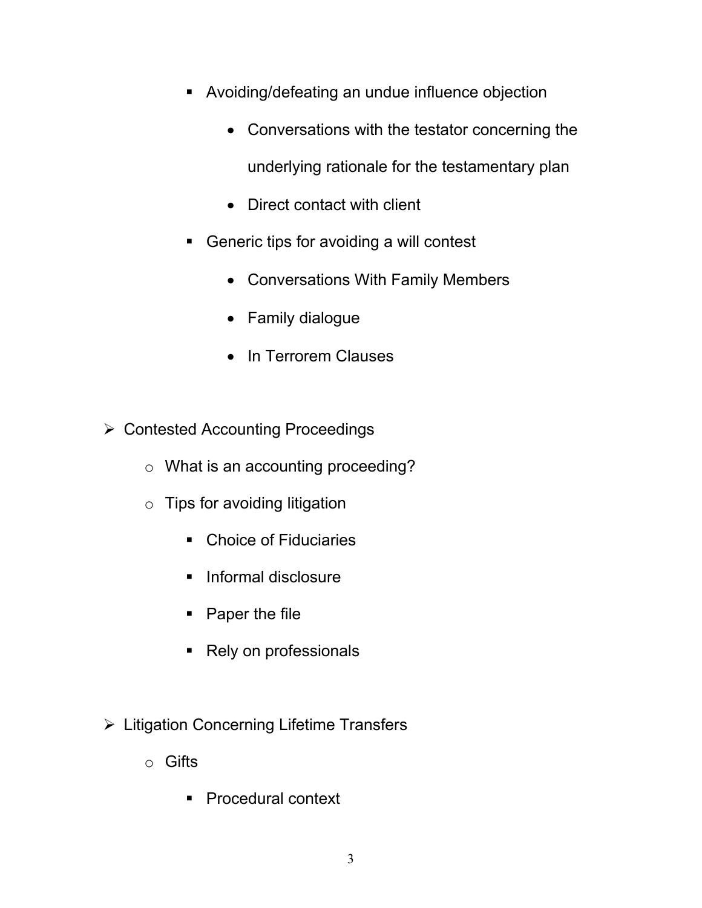- Avoiding/defeating an undue influence objection
        - Conversations with the testator concerning the underlying rationale for the testamentary plan
        - Direct contact with client
      - Generic tips for avoiding a will contest
        - Conversations With Family Members
        - Family dialogue
        - In Terrorem Clauses

- Contested Accounting Proceedings
  - What is an accounting proceeding?
  - Tips for avoiding litigation
    - Choice of Fiduciaries
    - Informal disclosure
    - Paper the file
    - Rely on professionals

- Litigation Concerning Lifetime Transfers
  - Gifts
    - Procedural context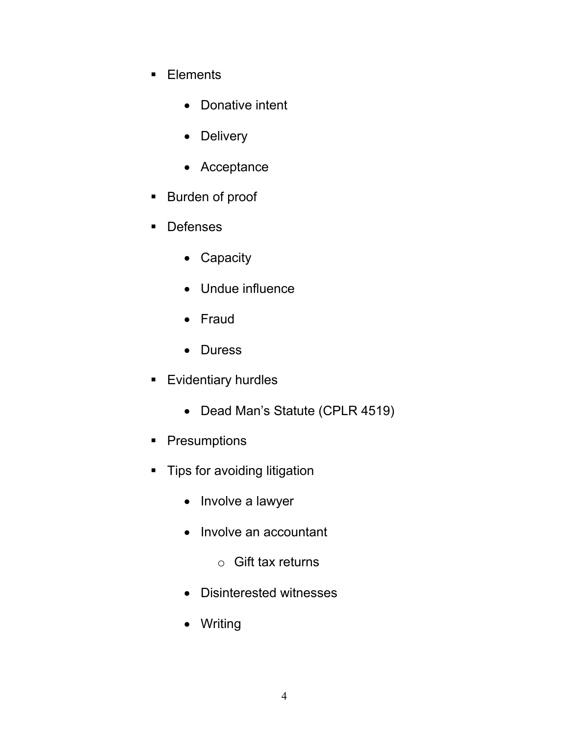- Elements
    - Donative intent
    - Delivery
    - Acceptance
- Burden of proof
- Defenses
    - Capacity
    - Undue influence
    - Fraud
    - Duress
- Evidentiary hurdles
    - Dead Man's Statute (CPLR 4519)
- Presumptions
- Tips for avoiding litigation
    - Involve a lawyer
    - Involve an accountant
        - Gift tax returns
    - Disinterested witnesses
    - Writing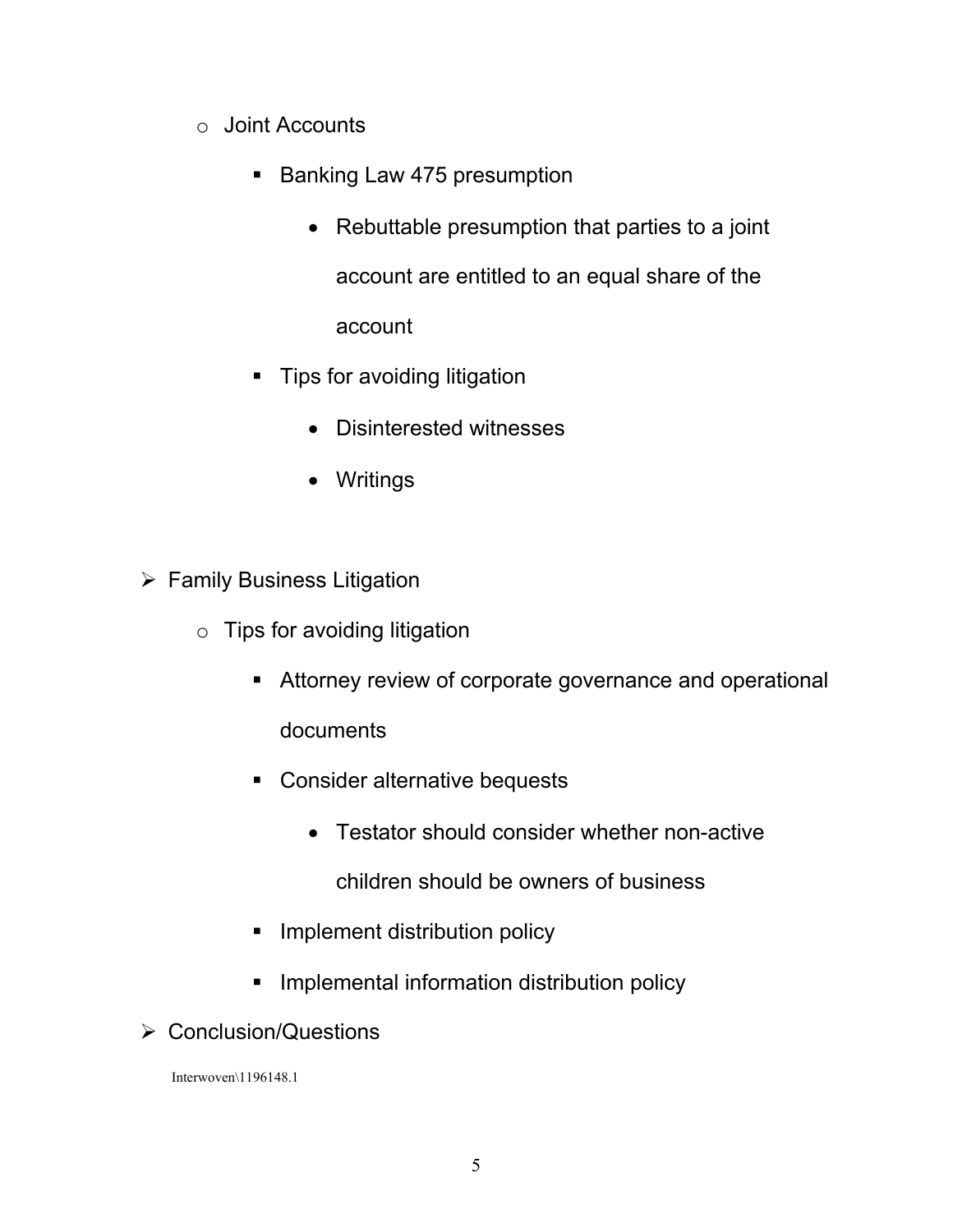- Joint Accounts
  - Banking Law 475 presumption
    - Rebuttable presumption that parties to a joint account are entitled to an equal share of the account
  - Tips for avoiding litigation
    - Disinterested witnesses
    - Writings

- Family Business Litigation
  - Tips for avoiding litigation
    - Attorney review of corporate governance and operational documents
    - Consider alternative bequests
      - Testator should consider whether non-active children should be owners of business
    - Implement distribution policy
    - Implemental information distribution policy
- Conclusion/Questions

Interwoven\1196148.1